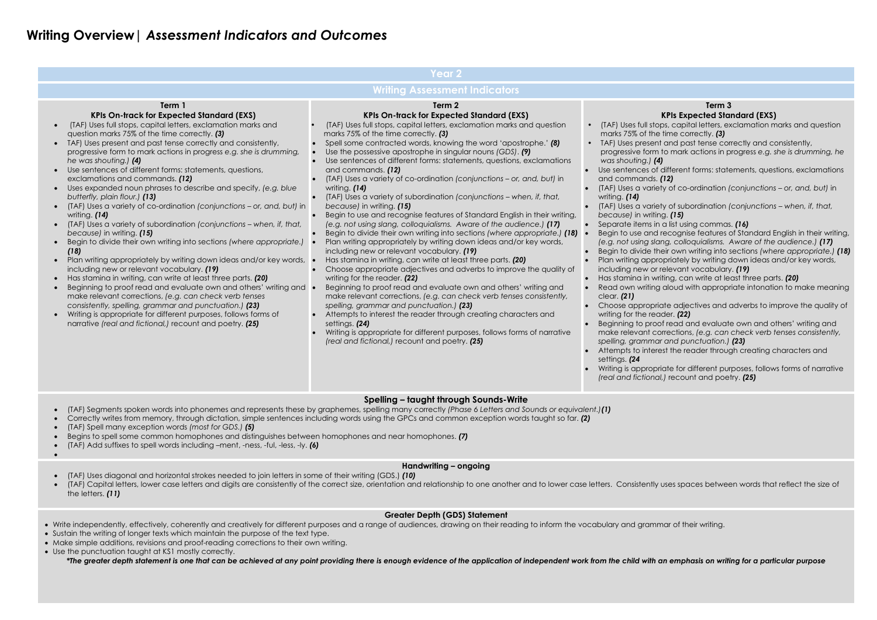# Writing Overview| *Assessment Indicators and Outcomes*

## Year 2

### Writing Assessment Indicators

#### Term 1
**KPIs On-track for Expected Standard (EXS)**

- (TAF) Uses full stops, capital letters, exclamation marks and question marks 75% of the time correctly. ***(3)***
- TAF) Uses present and past tense correctly and consistently, progressive form to mark actions in progress *e.g. she is drumming, he was shouting.)* ***(4)***
- Use sentences of different forms: statements, questions, exclamations and commands. ***(12)***
- Uses expanded noun phrases to describe and specify, *(e.g. blue butterfly, plain flour.)* ***(13)***
- (TAF) Uses a variety of co-ordination *(conjunctions – or, and, but)* in writing. ***(14)***
- (TAF) Uses a variety of subordination *(conjunctions – when, if, that, because)* in writing. ***(15)***
- Begin to divide their own writing into sections *(where appropriate.)* ***(18)***
- Plan writing appropriately by writing down ideas and/or key words, including new or relevant vocabulary. ***(19)***
- Has stamina in writing, can write at least three parts. ***(20)***
- Beginning to proof read and evaluate own and others' writing and make relevant corrections, *(e.g. can check verb tenses consistently, spelling, grammar and punctuation.)* ***(23)***
- Writing is appropriate for different purposes, follows forms of narrative *(real and fictional,)* recount and poetry. ***(25)***

#### Term 2
**KPIs On-track for Expected Standard (EXS)**

- (TAF) Uses full stops, capital letters, exclamation marks and question marks 75% of the time correctly. ***(3)***
- Spell some contracted words, knowing the word 'apostrophe.' ***(8)***
- Use the possessive apostrophe in singular nouns *(GDS)*. ***(9)***
- Use sentences of different forms: statements, questions, exclamations and commands. ***(12)***
- (TAF) Uses a variety of co-ordination *(conjunctions – or, and, but)* in writing. ***(14)***
- (TAF) Uses a variety of subordination *(conjunctions – when, if, that, because)* in writing. ***(15)***
- Begin to use and recognise features of Standard English in their writing, *(e.g. not using slang, colloquialisms. Aware of the audience.)* ***(17)***
- Begin to divide their own writing into sections *(where appropriate.)* ***(18)***
- Plan writing appropriately by writing down ideas and/or key words, including new or relevant vocabulary. ***(19)***
- Has stamina in writing, can write at least three parts. ***(20)***
- Choose appropriate adjectives and adverbs to improve the quality of writing for the reader. ***(22)***
- Beginning to proof read and evaluate own and others' writing and make relevant corrections, *(e.g. can check verb tenses consistently, spelling, grammar and punctuation.)* ***(23)***
- Attempts to interest the reader through creating characters and settings. ***(24)***
- Writing is appropriate for different purposes, follows forms of narrative *(real and fictional,)* recount and poetry. ***(25)***

#### Term 3
**KPIs Expected Standard (EXS)**

- (TAF) Uses full stops, capital letters, exclamation marks and question marks 75% of the time correctly. ***(3)***
- TAF) Uses present and past tense correctly and consistently, progressive form to mark actions in progress *e.g. she is drumming, he was shouting.)* ***(4)***
- Use sentences of different forms: statements, questions, exclamations and commands. ***(12)***
- (TAF) Uses a variety of co-ordination *(conjunctions – or, and, but)* in writing. ***(14)***
- (TAF) Uses a variety of subordination *(conjunctions – when, if, that, because)* in writing. ***(15)***
- Separate items in a list using commas. ***(16)***
- Begin to use and recognise features of Standard English in their writing, *(e.g. not using slang, colloquialisms. Aware of the audience.)* ***(17)***
- Begin to divide their own writing into sections *(where appropriate.)* ***(18)***
- Plan writing appropriately by writing down ideas and/or key words, including new or relevant vocabulary. ***(19)***
- Has stamina in writing, can write at least three parts. ***(20)***
- Read own writing aloud with appropriate intonation to make meaning clear. ***(21)***
- Choose appropriate adjectives and adverbs to improve the quality of writing for the reader. ***(22)***
- Beginning to proof read and evaluate own and others' writing and make relevant corrections, *(e.g. can check verb tenses consistently, spelling, grammar and punctuation.)* ***(23)***
- Attempts to interest the reader through creating characters and settings. ***(24***
- Writing is appropriate for different purposes, follows forms of narrative *(real and fictional,)* recount and poetry. ***(25)***

### Spelling – taught through Sounds-Write

- (TAF) Segments spoken words into phonemes and represents these by graphemes, spelling many correctly *(Phase 6 Letters and Sounds or equivalent.)* ***(1)***
- Correctly writes from memory, through dictation, simple sentences including words using the GPCs and common exception words taught so far. ***(2)***
- (TAF) Spell many exception words *(most for GDS.)* ***(5)***
- Begins to spell some common homophones and distinguishes between homophones and near homophones. ***(7)***
- (TAF) Add suffixes to spell words including –ment, -ness, -ful, -less, -ly. ***(6)***

### Handwriting – ongoing

- (TAF) Uses diagonal and horizontal strokes needed to join letters in some of their writing (GDS.) ***(10)***
- (TAF) Capital letters, lower case letters and digits are consistently of the correct size, orientation and relationship to one another and to lower case letters. Consistently uses spaces between words that reflect the size of the letters. ***(11)***

### Greater Depth (GDS) Statement

- Write independently, effectively, coherently and creatively for different purposes and a range of audiences, drawing on their reading to inform the vocabulary and grammar of their writing.
- Sustain the writing of longer texts which maintain the purpose of the text type.
- Make simple additions, revisions and proof-reading corrections to their own writing.
- Use the punctuation taught at KS1 mostly correctly.

***\*The greater depth statement is one that can be achieved at any point providing there is enough evidence of the application of independent work from the child with an emphasis on writing for a particular purpose***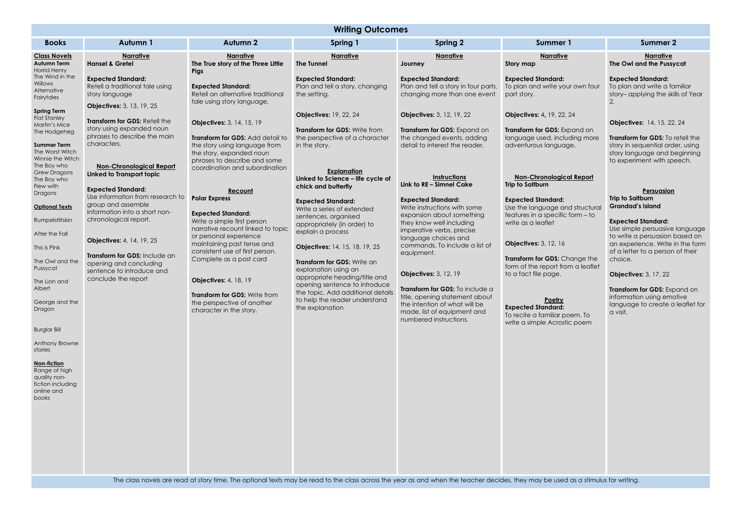# Writing Outcomes

| Books | Autumn 1 | Autumn 2 | Spring 1 | Spring 2 | Summer 1 | Summer 2 |
|---|---|---|---|---|---|---|
| **Class Novels**<br>**Autumn Term**<br>Horrid Henry<br>The Wind in the Willows<br>Alternative Fairytales<br><br>**Spring Term**<br>Flat Stanley<br>Martin's Mice<br>The Hodgeheg<br><br>**Summer Term**<br>The Worst Witch<br>Winnie the Witch<br>The Boy who Grew Dragons<br>The Boy who Flew with Dragons<br><br>**Optional Texts**<br>Rumpelstiltskin<br><br>After the Fall<br><br>This is Pink<br><br>The Owl and the Pussycat<br><br>The Lion and Albert<br><br>George and the Dragon<br><br>Burglar Bill<br><br>Anthony Browne stories<br><br>**Non-fiction**<br>Range of high quality non-fiction including online and books | **Narrative**<br>**Hansel & Gretel**<br><br>**Expected Standard:**<br>Retell a traditional tale using story language<br><br>**Objectives:** 3, 13, 19, 25<br><br>**Transform for GDS:** Retell the story using expanded noun phrases to describe the main characters.<br><br>**Non-Chronological Report**<br>**Linked to Transport topic**<br><br>**Expected Standard:**<br>Use information from research to group and assemble information into a short non-chronological report.<br><br>**Objectives:** 4, 14, 19, 25<br><br>**Transform for GDS:** Include an opening and concluding sentence to introduce and conclude the report | **Narrative**<br>**The True story of the Three Little Pigs**<br><br>**Expected Standard:**<br>Retell an alternative traditional tale using story language.<br><br>**Objectives:** 3, 14, 15, 19<br><br>**Transform for GDS:** Add detail to the story using language from the story, expanded noun phrases to describe and some coordination and subordination<br><br>**Recount**<br>**Polar Express**<br><br>**Expected Standard:**<br>Write a simple first person narrative recount linked to topic or personal experience maintaining past tense and consistent use of first person. Complete as a post card<br><br>**Objectives:** 4, 18, 19<br><br>**Transform for GDS:** Write from the perspective of another character in the story. | **Narrative**<br>**The Tunnel**<br><br>**Expected Standard:**<br>Plan and tell a story, changing the setting.<br><br>**Objectives:** 19, 22, 24<br><br>**Transform for GDS:** Write from the perspective of a character in the story.<br><br>**Explanation**<br>**Linked to Science – life cycle of chick and butterfly**<br><br>**Expected Standard:**<br>Write a series of extended sentences, organised appropriately (in order) to explain a process<br><br>**Objectives:** 14, 15, 18, 19, 25<br><br>**Transform for GDS:** Write an explanation using an appropriate heading/title and opening sentence to introduce the topic. Add additional details to help the reader understand the explanation | **Narrative**<br>**Journey**<br><br>**Expected Standard:**<br>Plan and tell a story in four parts, changing more than one event<br><br>**Objectives:** 3, 12, 19, 22<br><br>**Transform for GDS:** Expand on the changed events, adding detail to interest the reader.<br><br>**Instructions**<br>**Link to RE – Simnel Cake**<br><br>**Expected Standard:**<br>Write instructions with some expansion about something they know well including imperative verbs, precise language choices and commands. To include a list of equipment.<br><br>**Objectives:** 3, 12, 19<br><br>**Transform for GDS:** To include a title, opening statement about the intention of what will be made, list of equipment and numbered instructions. | **Narrative**<br>**Story map**<br><br>**Expected Standard:**<br>To plan and write your own four part story.<br><br>**Objectives:** 4, 19, 22, 24<br><br>**Transform for GDS:** Expand on language used, including more adventurous language.<br><br>**Non-Chronological Report**<br>**Trip to Saltburn**<br><br>**Expected Standard:**<br>Use the language and structural features in a specific form – to write as a leaflet<br><br>**Objectives:** 3, 12, 16<br><br>**Transform for GDS:** Change the form of the report from a leaflet to a fact file page.<br><br>**Poetry**<br>**Expected Standard:**<br>To recite a familiar poem. To write a simple Acrostic poem | **Narrative**<br>**The Owl and the Pussycat**<br><br>**Expected Standard:**<br>To plan and write a familiar story– applying the skills of Year 2.<br><br>**Objectives:** 14, 15, 22, 24<br><br>**Transform for GDS:** To retell the story in sequential order, using story language and beginning to experiment with speech.<br><br>**Persuasion**<br>**Trip to Saltburn**<br>**Grandad's Island**<br><br>**Expected Standard:**<br>Use simple persuasive language to write a persuasion based on an experience. Write in the form of a letter to a person of their choice.<br><br>**Objectives:** 3, 17, 22<br><br>**Transform for GDS:** Expand on information using emotive language to create a leaflet for a visit. |

The class novels are read at story time. The optional texts may be read to the class across the year as and when the teacher decides, they may be used as a stimulus for writing.